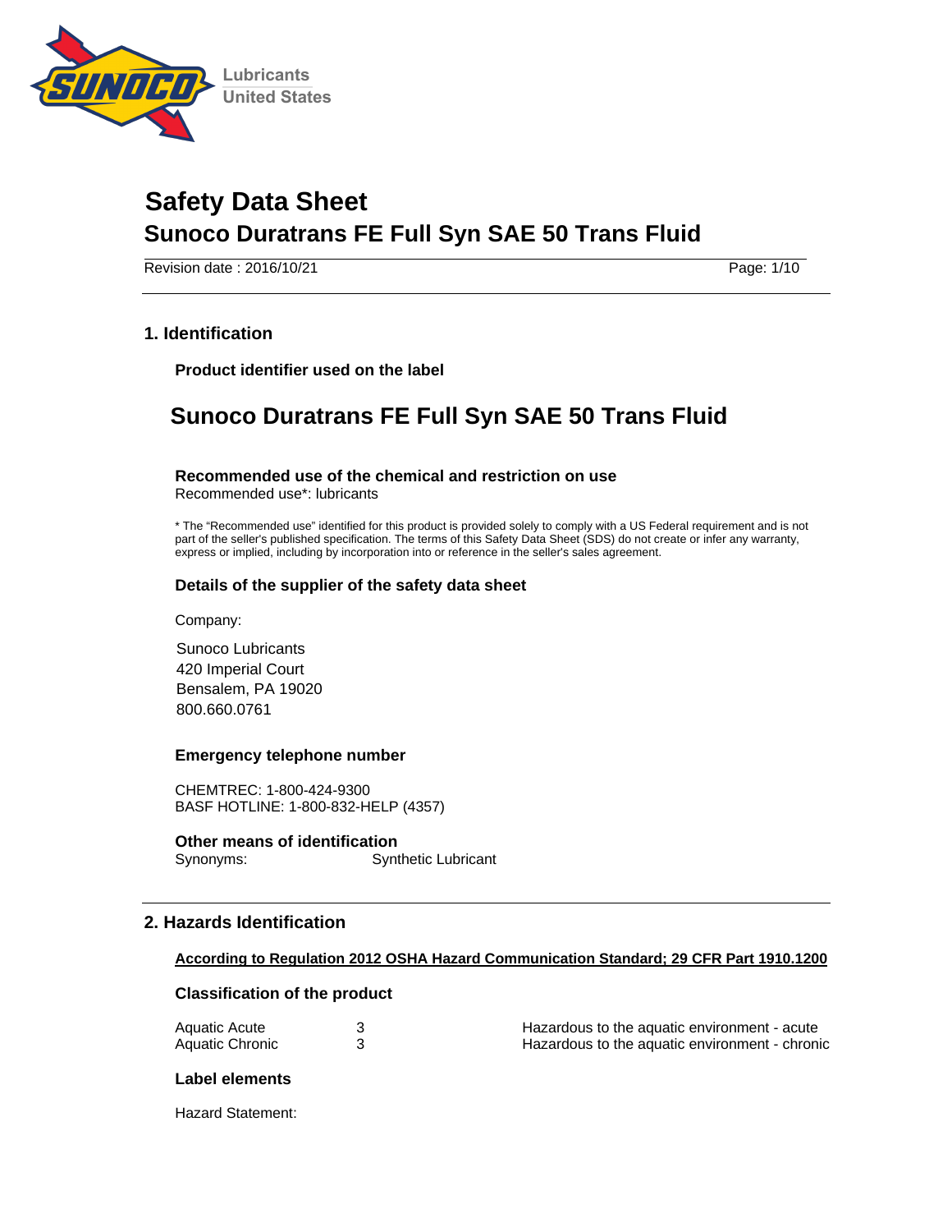Lubricants
United States

# Safety Data Sheet
## Sunoco Duratrans FE Full Syn SAE 50 Trans Fluid

Revision date : 2016/10/21

## 1. Identification

### Product identifier used on the label

# Sunoco Duratrans FE Full Syn SAE 50 Trans Fluid

### Recommended use of the chemical and restriction on use

Recommended use*: lubricants

* The "Recommended use" identified for this product is provided solely to comply with a US Federal requirement and is not part of the seller's published specification. The terms of this Safety Data Sheet (SDS) do not create or infer any warranty, express or implied, including by incorporation into or reference in the seller's sales agreement.

### Details of the supplier of the safety data sheet

Company:

Sunoco Lubricants
420 Imperial Court
Bensalem, PA 19020
800.660.0761

### Emergency telephone number

CHEMTREC: 1-800-424-9300
BASF HOTLINE: 1-800-832-HELP (4357)

### Other means of identification

Synonyms: Synthetic Lubricant

## 2. Hazards Identification

**According to Regulation 2012 OSHA Hazard Communication Standard; 29 CFR Part 1910.1200**

### Classification of the product

| | | |
|---|---|---|
| Aquatic Acute | 3 | Hazardous to the aquatic environment - acute |
| Aquatic Chronic | 3 | Hazardous to the aquatic environment - chronic |

### Label elements

Hazard Statement: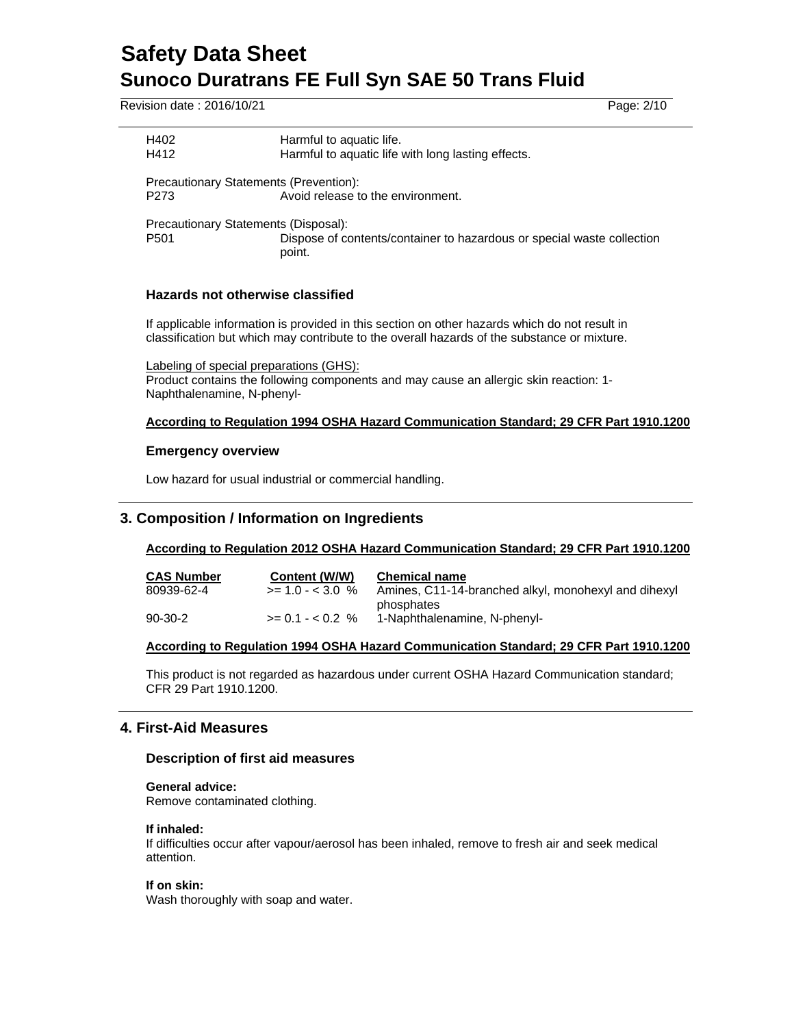| | |
|---|---|
| H402 | Harmful to aquatic life. |
| H412 | Harmful to aquatic life with long lasting effects. |

Precautionary Statements (Prevention):

| | |
|---|---|
| P273 | Avoid release to the environment. |

Precautionary Statements (Disposal):

| | |
|---|---|
| P501 | Dispose of contents/container to hazardous or special waste collection point. |

### Hazards not otherwise classified

If applicable information is provided in this section on other hazards which do not result in classification but which may contribute to the overall hazards of the substance or mixture.

Labeling of special preparations (GHS):
Product contains the following components and may cause an allergic skin reaction: 1-Naphthalenamine, N-phenyl-

**According to Regulation 1994 OSHA Hazard Communication Standard; 29 CFR Part 1910.1200**

### Emergency overview

Low hazard for usual industrial or commercial handling.

## 3. Composition / Information on Ingredients

**According to Regulation 2012 OSHA Hazard Communication Standard; 29 CFR Part 1910.1200**

| CAS Number | Content (W/W) | Chemical name |
|---|---|---|
| 80939-62-4 | >= 1.0 - < 3.0 % | Amines, C11-14-branched alkyl, monohexyl and dihexyl phosphates |
| 90-30-2 | >= 0.1 - < 0.2 % | 1-Naphthalenamine, N-phenyl- |

**According to Regulation 1994 OSHA Hazard Communication Standard; 29 CFR Part 1910.1200**

This product is not regarded as hazardous under current OSHA Hazard Communication standard; CFR 29 Part 1910.1200.

## 4. First-Aid Measures

### Description of first aid measures

**General advice:**
Remove contaminated clothing.

**If inhaled:**
If difficulties occur after vapour/aerosol has been inhaled, remove to fresh air and seek medical attention.

**If on skin:**
Wash thoroughly with soap and water.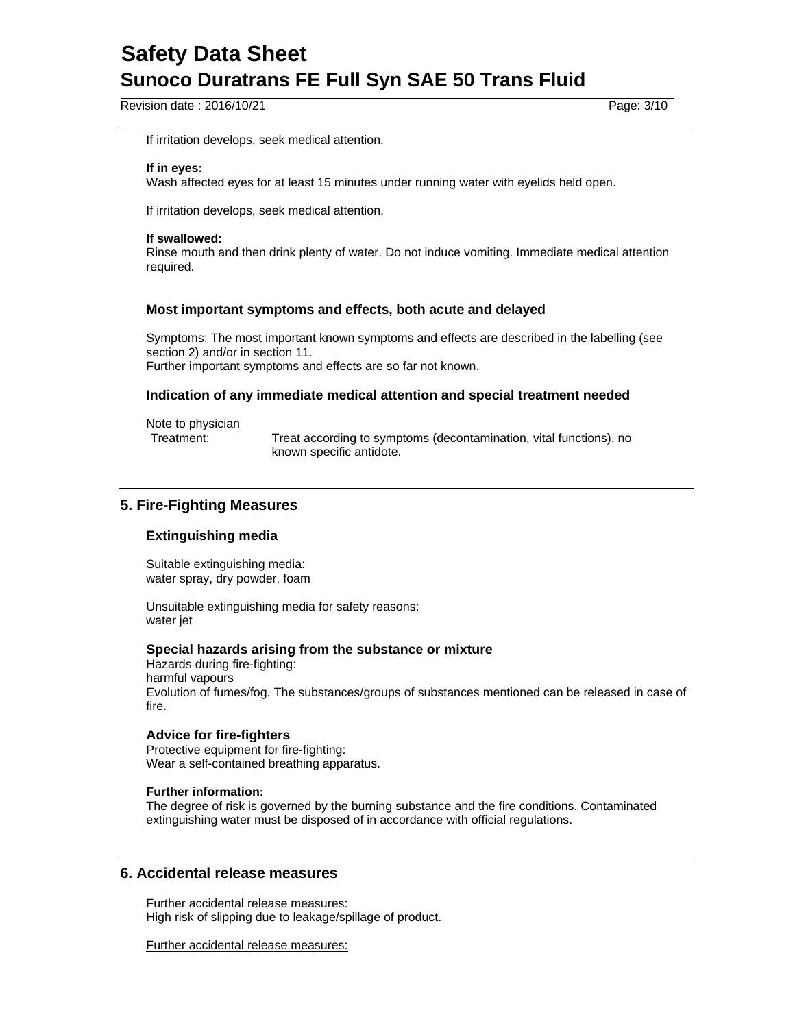If irritation develops, seek medical attention.

**If in eyes:**
Wash affected eyes for at least 15 minutes under running water with eyelids held open.

If irritation develops, seek medical attention.

**If swallowed:**
Rinse mouth and then drink plenty of water. Do not induce vomiting. Immediate medical attention required.

### Most important symptoms and effects, both acute and delayed

Symptoms: The most important known symptoms and effects are described in the labelling (see section 2) and/or in section 11.
Further important symptoms and effects are so far not known.

### Indication of any immediate medical attention and special treatment needed

Note to physician

Treatment: Treat according to symptoms (decontamination, vital functions), no known specific antidote.

## 5. Fire-Fighting Measures

### Extinguishing media

Suitable extinguishing media:
water spray, dry powder, foam

Unsuitable extinguishing media for safety reasons:
water jet

### Special hazards arising from the substance or mixture

Hazards during fire-fighting:
harmful vapours
Evolution of fumes/fog. The substances/groups of substances mentioned can be released in case of fire.

### Advice for fire-fighters

Protective equipment for fire-fighting:
Wear a self-contained breathing apparatus.

**Further information:**
The degree of risk is governed by the burning substance and the fire conditions. Contaminated extinguishing water must be disposed of in accordance with official regulations.

## 6. Accidental release measures

Further accidental release measures:
High risk of slipping due to leakage/spillage of product.

Further accidental release measures: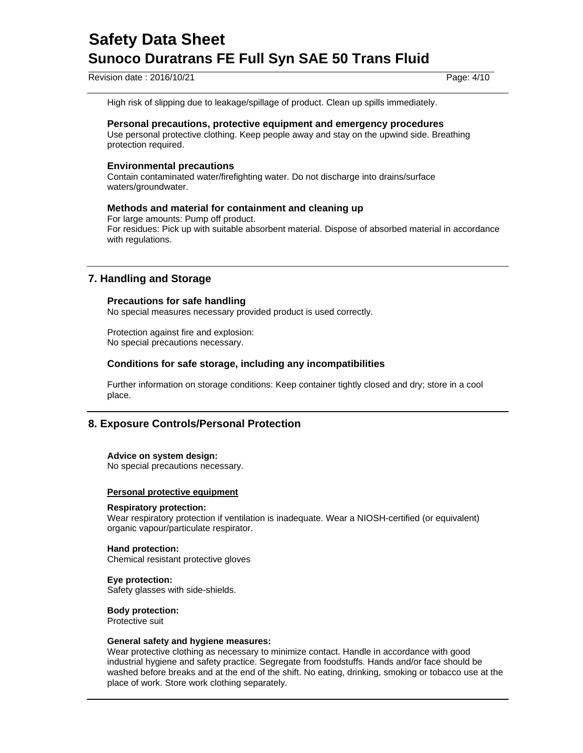High risk of slipping due to leakage/spillage of product. Clean up spills immediately.

### Personal precautions, protective equipment and emergency procedures

Use personal protective clothing. Keep people away and stay on the upwind side. Breathing protection required.

### Environmental precautions

Contain contaminated water/firefighting water. Do not discharge into drains/surface waters/groundwater.

### Methods and material for containment and cleaning up

For large amounts: Pump off product.
For residues: Pick up with suitable absorbent material. Dispose of absorbed material in accordance with regulations.

## 7. Handling and Storage

### Precautions for safe handling

No special measures necessary provided product is used correctly.

Protection against fire and explosion:
No special precautions necessary.

### Conditions for safe storage, including any incompatibilities

Further information on storage conditions: Keep container tightly closed and dry; store in a cool place.

## 8. Exposure Controls/Personal Protection

**Advice on system design:**
No special precautions necessary.

**Personal protective equipment**

**Respiratory protection:**
Wear respiratory protection if ventilation is inadequate. Wear a NIOSH-certified (or equivalent) organic vapour/particulate respirator.

**Hand protection:**
Chemical resistant protective gloves

**Eye protection:**
Safety glasses with side-shields.

**Body protection:**
Protective suit

**General safety and hygiene measures:**
Wear protective clothing as necessary to minimize contact. Handle in accordance with good industrial hygiene and safety practice. Segregate from foodstuffs. Hands and/or face should be washed before breaks and at the end of the shift. No eating, drinking, smoking or tobacco use at the place of work. Store work clothing separately.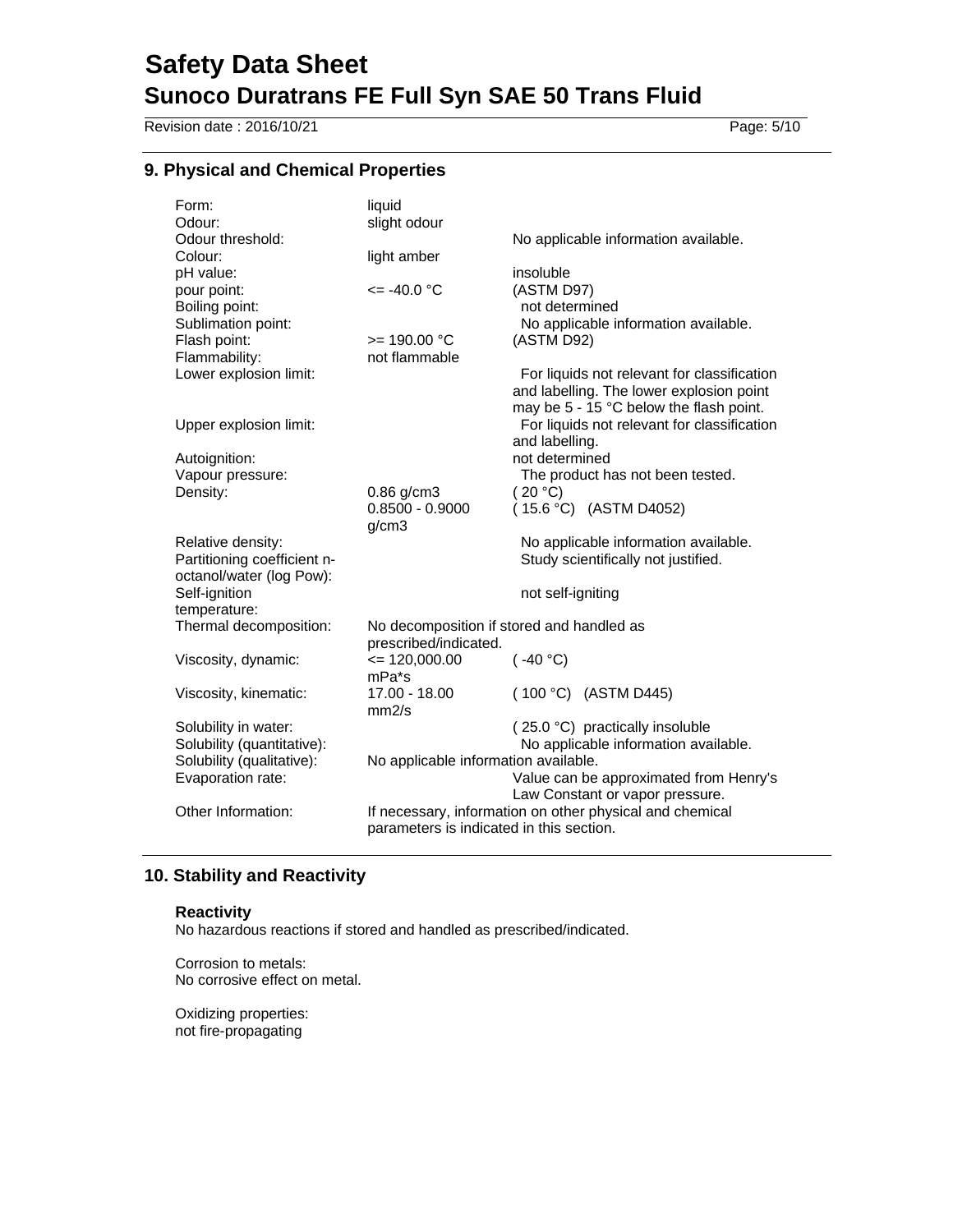## 9. Physical and Chemical Properties

| Property | Value | Remarks |
|---|---|---|
| Form: | liquid | |
| Odour: | slight odour | |
| Odour threshold: | | No applicable information available. |
| Colour: | light amber | |
| pH value: | | insoluble |
| pour point: | <= -40.0 °C | (ASTM D97) |
| Boiling point: | | not determined |
| Sublimation point: | | No applicable information available. |
| Flash point: | >= 190.00 °C | (ASTM D92) |
| Flammability: | not flammable | |
| Lower explosion limit: | | For liquids not relevant for classification and labelling. The lower explosion point may be 5 - 15 °C below the flash point. |
| Upper explosion limit: | | For liquids not relevant for classification and labelling. |
| Autoignition: | | not determined |
| Vapour pressure: | | The product has not been tested. |
| Density: | 0.86 g/cm3 | ( 20 °C) |
| | 0.8500 - 0.9000 g/cm3 | ( 15.6 °C) (ASTM D4052) |
| Relative density: | | No applicable information available. |
| Partitioning coefficient n-octanol/water (log Pow): | | Study scientifically not justified. |
| Self-ignition temperature: | | not self-igniting |
| Thermal decomposition: | No decomposition if stored and handled as prescribed/indicated. | |
| Viscosity, dynamic: | <= 120,000.00 mPa*s | ( -40 °C) |
| Viscosity, kinematic: | 17.00 - 18.00 mm2/s | ( 100 °C) (ASTM D445) |
| Solubility in water: | | ( 25.0 °C) practically insoluble |
| Solubility (quantitative): | | No applicable information available. |
| Solubility (qualitative): | No applicable information available. | |
| Evaporation rate: | | Value can be approximated from Henry's Law Constant or vapor pressure. |
| Other Information: | If necessary, information on other physical and chemical parameters is indicated in this section. | |

## 10. Stability and Reactivity

### Reactivity

No hazardous reactions if stored and handled as prescribed/indicated.

Corrosion to metals:
No corrosive effect on metal.

Oxidizing properties:
not fire-propagating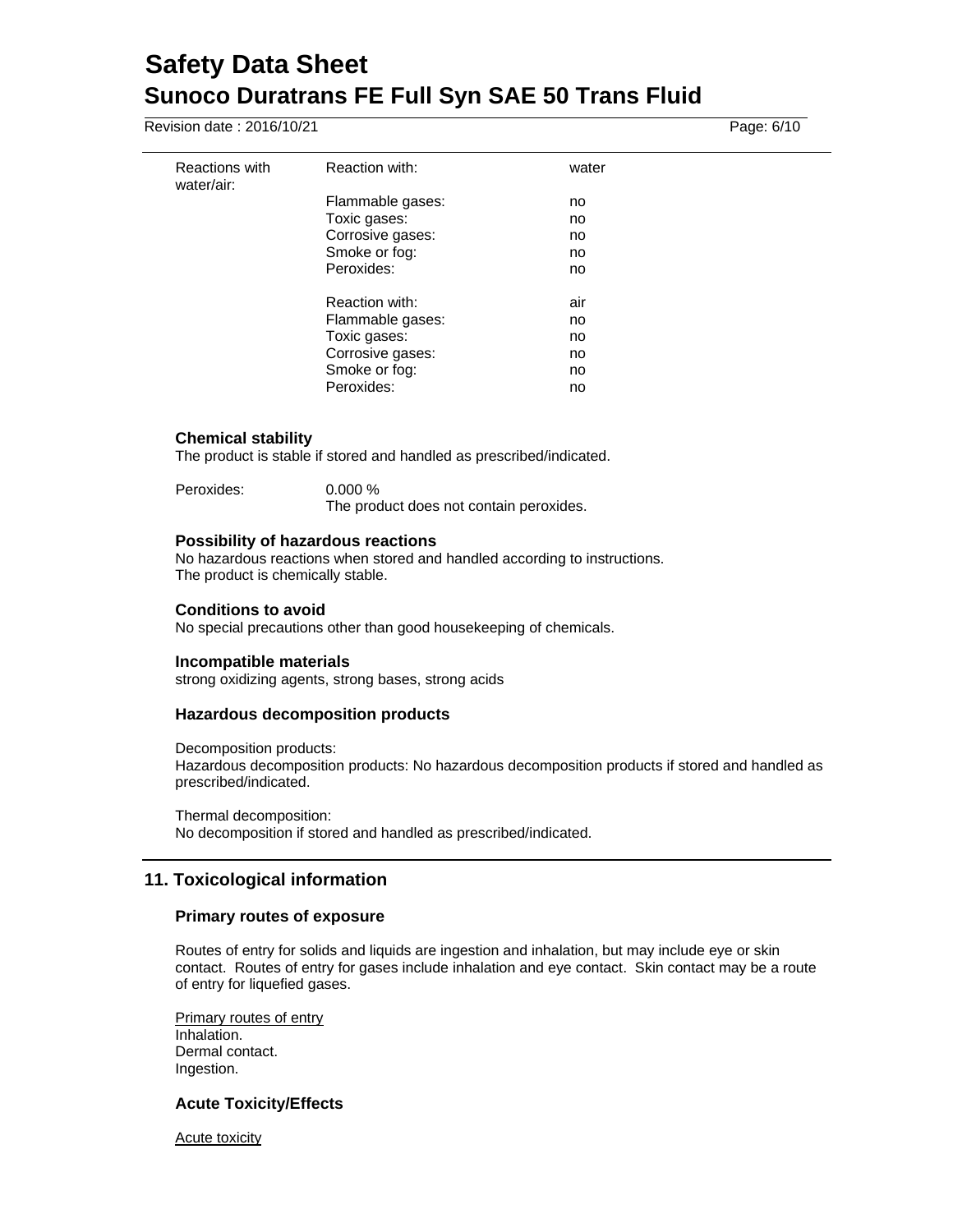| Reactions with water/air: | Reaction with: | water |
|---|---|---|
| | Flammable gases: | no |
| | Toxic gases: | no |
| | Corrosive gases: | no |
| | Smoke or fog: | no |
| | Peroxides: | no |
| | | |
| | Reaction with: | air |
| | Flammable gases: | no |
| | Toxic gases: | no |
| | Corrosive gases: | no |
| | Smoke or fog: | no |
| | Peroxides: | no |

### Chemical stability

The product is stable if stored and handled as prescribed/indicated.

Peroxides: 0.000 %
The product does not contain peroxides.

### Possibility of hazardous reactions

No hazardous reactions when stored and handled according to instructions.
The product is chemically stable.

### Conditions to avoid

No special precautions other than good housekeeping of chemicals.

### Incompatible materials

strong oxidizing agents, strong bases, strong acids

### Hazardous decomposition products

Decomposition products:
Hazardous decomposition products: No hazardous decomposition products if stored and handled as prescribed/indicated.

Thermal decomposition:
No decomposition if stored and handled as prescribed/indicated.

## 11. Toxicological information

### Primary routes of exposure

Routes of entry for solids and liquids are ingestion and inhalation, but may include eye or skin contact. Routes of entry for gases include inhalation and eye contact. Skin contact may be a route of entry for liquefied gases.

Primary routes of entry
Inhalation.
Dermal contact.
Ingestion.

### Acute Toxicity/Effects

Acute toxicity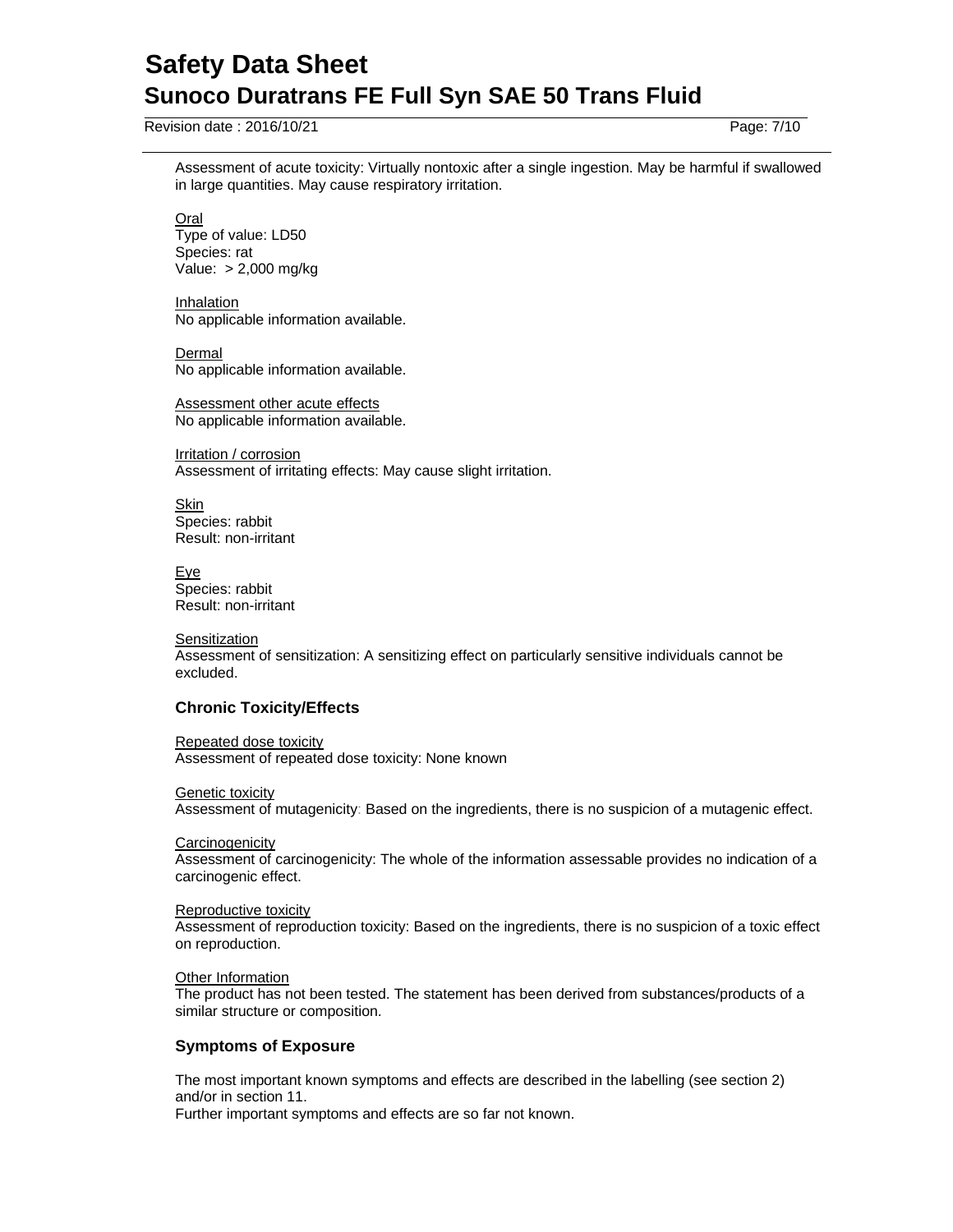Assessment of acute toxicity: Virtually nontoxic after a single ingestion. May be harmful if swallowed in large quantities. May cause respiratory irritation.

Oral
Type of value: LD50
Species: rat
Value: > 2,000 mg/kg

Inhalation
No applicable information available.

Dermal
No applicable information available.

Assessment other acute effects
No applicable information available.

Irritation / corrosion
Assessment of irritating effects: May cause slight irritation.

Skin
Species: rabbit
Result: non-irritant

Eye
Species: rabbit
Result: non-irritant

Sensitization
Assessment of sensitization: A sensitizing effect on particularly sensitive individuals cannot be excluded.

### Chronic Toxicity/Effects

Repeated dose toxicity
Assessment of repeated dose toxicity: None known

Genetic toxicity
Assessment of mutagenicity: Based on the ingredients, there is no suspicion of a mutagenic effect.

Carcinogenicity
Assessment of carcinogenicity: The whole of the information assessable provides no indication of a carcinogenic effect.

Reproductive toxicity
Assessment of reproduction toxicity: Based on the ingredients, there is no suspicion of a toxic effect on reproduction.

Other Information
The product has not been tested. The statement has been derived from substances/products of a similar structure or composition.

### Symptoms of Exposure

The most important known symptoms and effects are described in the labelling (see section 2) and/or in section 11.
Further important symptoms and effects are so far not known.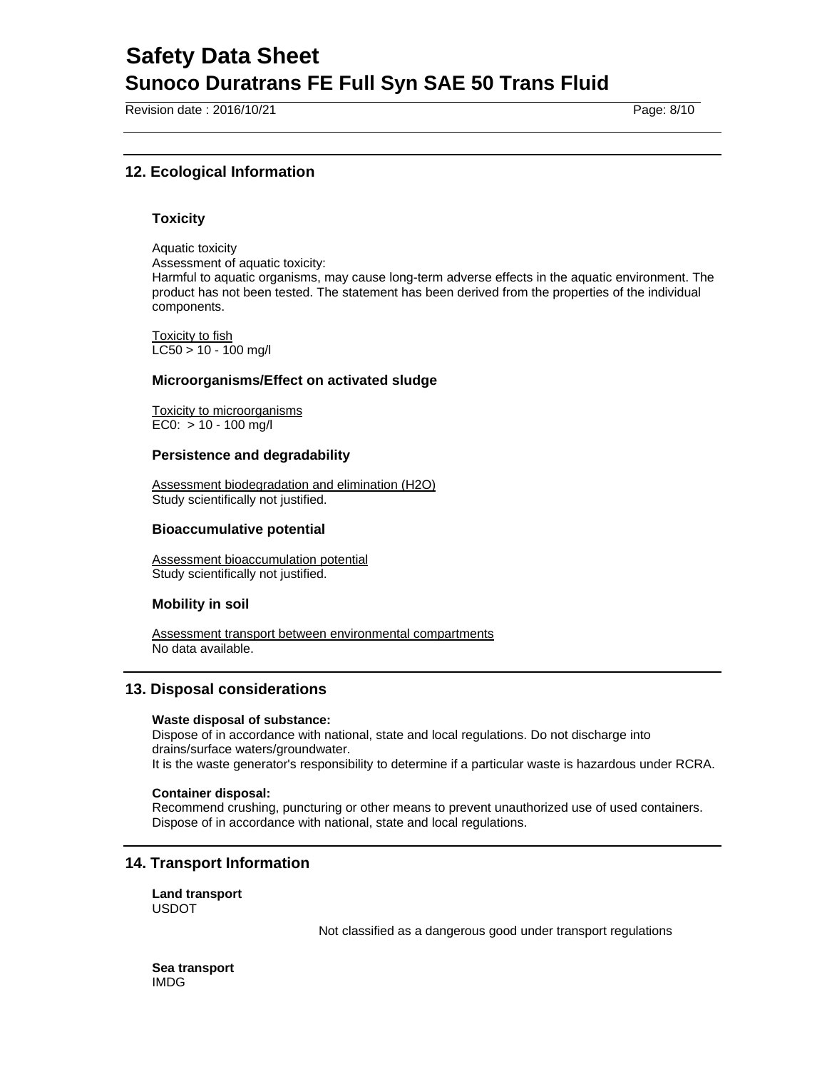## 12. Ecological Information

### Toxicity

Aquatic toxicity
Assessment of aquatic toxicity:
Harmful to aquatic organisms, may cause long-term adverse effects in the aquatic environment. The product has not been tested. The statement has been derived from the properties of the individual components.

Toxicity to fish
LC50 > 10 - 100 mg/l

### Microorganisms/Effect on activated sludge

Toxicity to microorganisms
EC0: > 10 - 100 mg/l

### Persistence and degradability

Assessment biodegradation and elimination ($H_2O$)
Study scientifically not justified.

### Bioaccumulative potential

Assessment bioaccumulation potential
Study scientifically not justified.

### Mobility in soil

Assessment transport between environmental compartments
No data available.

## 13. Disposal considerations

**Waste disposal of substance:**
Dispose of in accordance with national, state and local regulations. Do not discharge into drains/surface waters/groundwater.
It is the waste generator's responsibility to determine if a particular waste is hazardous under RCRA.

**Container disposal:**
Recommend crushing, puncturing or other means to prevent unauthorized use of used containers. Dispose of in accordance with national, state and local regulations.

## 14. Transport Information

**Land transport**
USDOT

Not classified as a dangerous good under transport regulations

**Sea transport**
IMDG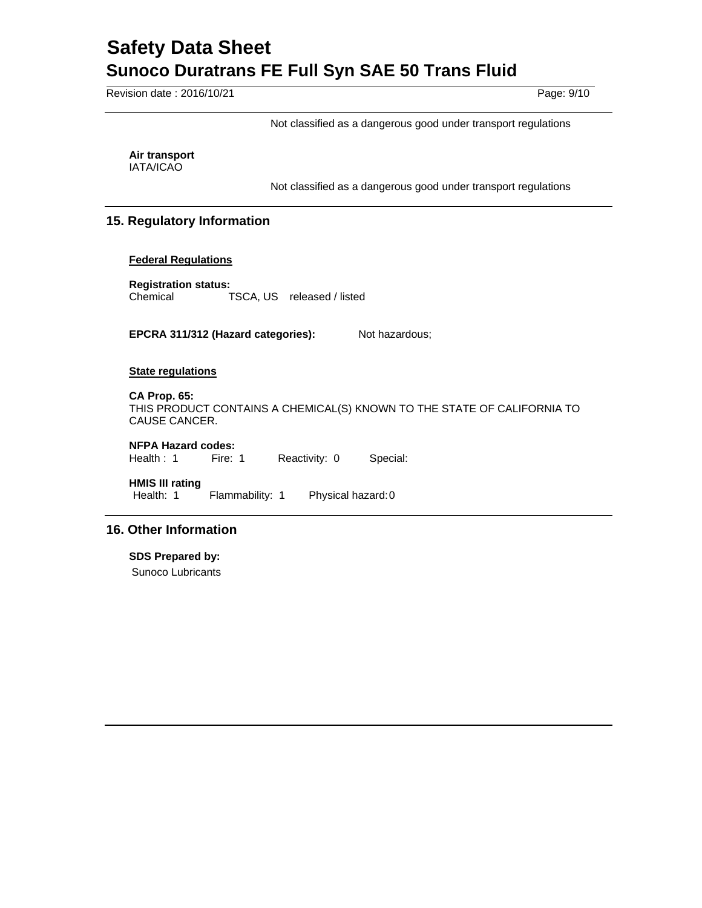Not classified as a dangerous good under transport regulations

**Air transport**
IATA/ICAO

Not classified as a dangerous good under transport regulations

## 15. Regulatory Information

**Federal Regulations**

**Registration status:**
Chemical TSCA, US released / listed

**EPCRA 311/312 (Hazard categories):** Not hazardous;

**State regulations**

**CA Prop. 65:**
THIS PRODUCT CONTAINS A CHEMICAL(S) KNOWN TO THE STATE OF CALIFORNIA TO CAUSE CANCER.

**NFPA Hazard codes:**
Health : 1 Fire: 1 Reactivity: 0 Special:

**HMIS III rating**
Health: 1 Flammability: 1 Physical hazard: 0

## 16. Other Information

**SDS Prepared by:**
Sunoco Lubricants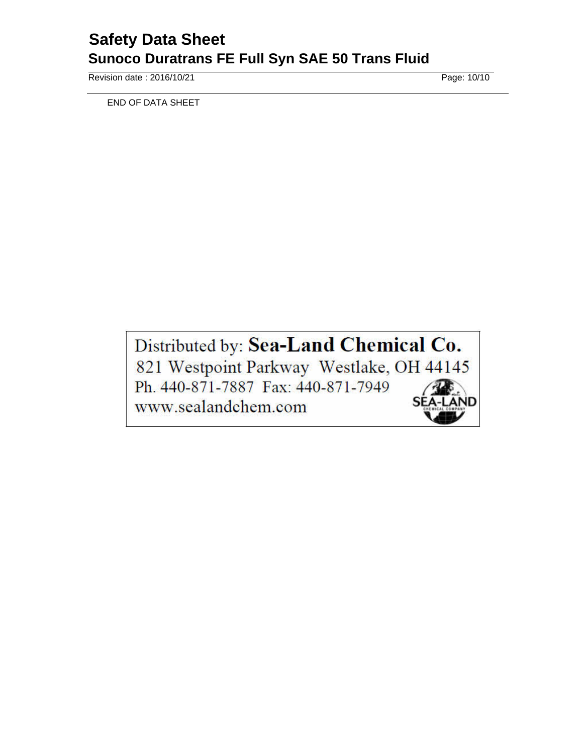END OF DATA SHEET

Distributed by: **Sea-Land Chemical Co.**
821 Westpoint Parkway Westlake, OH 44145
Ph. 440-871-7887 Fax: 440-871-7949
www.sealandchem.com